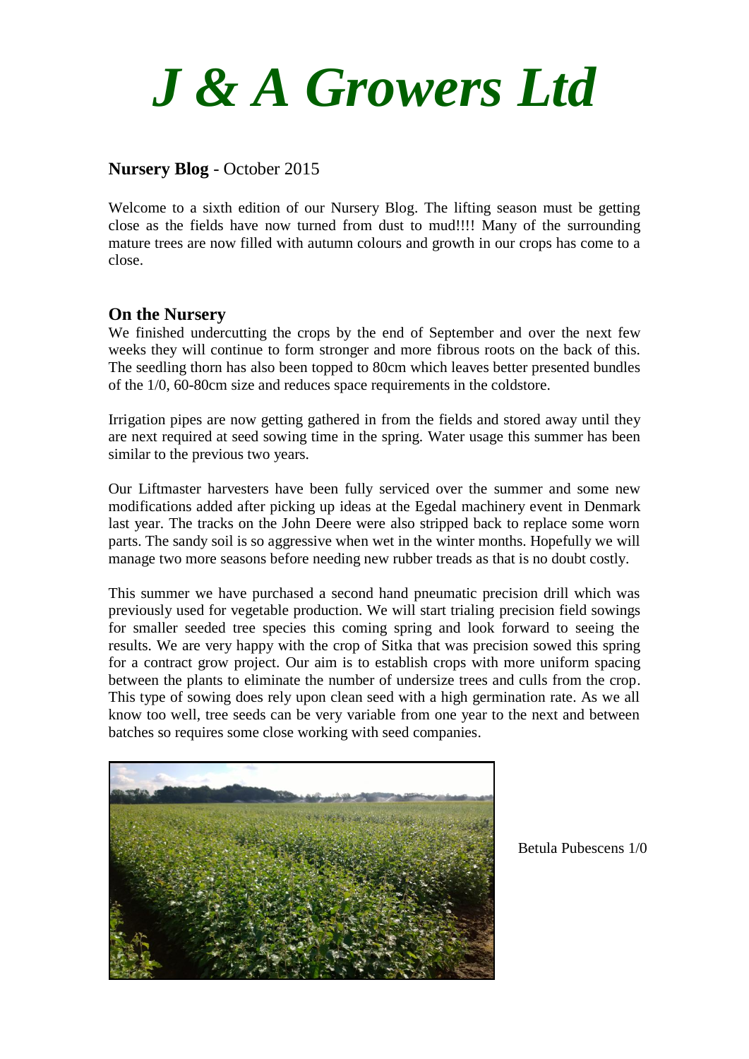// J & A Growers Ltd

**Nursery Blog** - October 2015

Welcome to a sixth edition of our Nursery Blog. The lifting season must be getting close as the fields have now turned from dust to mud!!!! Many of the surrounding mature trees are now filled with autumn colours and growth in our crops has come to a close.

## On the Nursery

We finished undercutting the crops by the end of September and over the next few weeks they will continue to form stronger and more fibrous roots on the back of this. The seedling thorn has also been topped to 80cm which leaves better presented bundles of the 1/0, 60-80cm size and reduces space requirements in the coldstore.

Irrigation pipes are now getting gathered in from the fields and stored away until they are next required at seed sowing time in the spring. Water usage this summer has been similar to the previous two years.

Our Liftmaster harvesters have been fully serviced over the summer and some new modifications added after picking up ideas at the Egedal machinery event in Denmark last year. The tracks on the John Deere were also stripped back to replace some worn parts. The sandy soil is so aggressive when wet in the winter months. Hopefully we will manage two more seasons before needing new rubber treads as that is no doubt costly.

This summer we have purchased a second hand pneumatic precision drill which was previously used for vegetable production. We will start trialing precision field sowings for smaller seeded tree species this coming spring and look forward to seeing the results. We are very happy with the crop of Sitka that was precision sowed this spring for a contract grow project. Our aim is to establish crops with more uniform spacing between the plants to eliminate the number of undersize trees and culls from the crop. This type of sowing does rely upon clean seed with a high germination rate. As we all know too well, tree seeds can be very variable from one year to the next and between batches so requires some close working with seed companies.

Betula Pubescens 1/0

# J & A Growers Ltd

**Nursery Blog** - October 2015

Welcome to a sixth edition of our Nursery Blog. The lifting season must be getting close as the fields have now turned from dust to mud!!!! Many of the surrounding mature trees are now filled with autumn colours and growth in our crops has come to a close.

## On the Nursery

We finished undercutting the crops by the end of September and over the next few weeks they will continue to form stronger and more fibrous roots on the back of this. The seedling thorn has also been topped to 80cm which leaves better presented bundles of the 1/0, 60-80cm size and reduces space requirements in the coldstore.

Irrigation pipes are now getting gathered in from the fields and stored away until they are next required at seed sowing time in the spring. Water usage this summer has been similar to the previous two years.

Our Liftmaster harvesters have been fully serviced over the summer and some new modifications added after picking up ideas at the Egedal machinery event in Denmark last year. The tracks on the John Deere were also stripped back to replace some worn parts. The sandy soil is so aggressive when wet in the winter months. Hopefully we will manage two more seasons before needing new rubber treads as that is no doubt costly.

This summer we have purchased a second hand pneumatic precision drill which was previously used for vegetable production. We will start trialing precision field sowings for smaller seeded tree species this coming spring and look forward to seeing the results. We are very happy with the crop of Sitka that was precision sowed this spring for a contract grow project. Our aim is to establish crops with more uniform spacing between the plants to eliminate the number of undersize trees and culls from the crop. This type of sowing does rely upon clean seed with a high germination rate. As we all know too well, tree seeds can be very variable from one year to the next and between batches so requires some close working with seed companies.

Betula Pubescens 1/0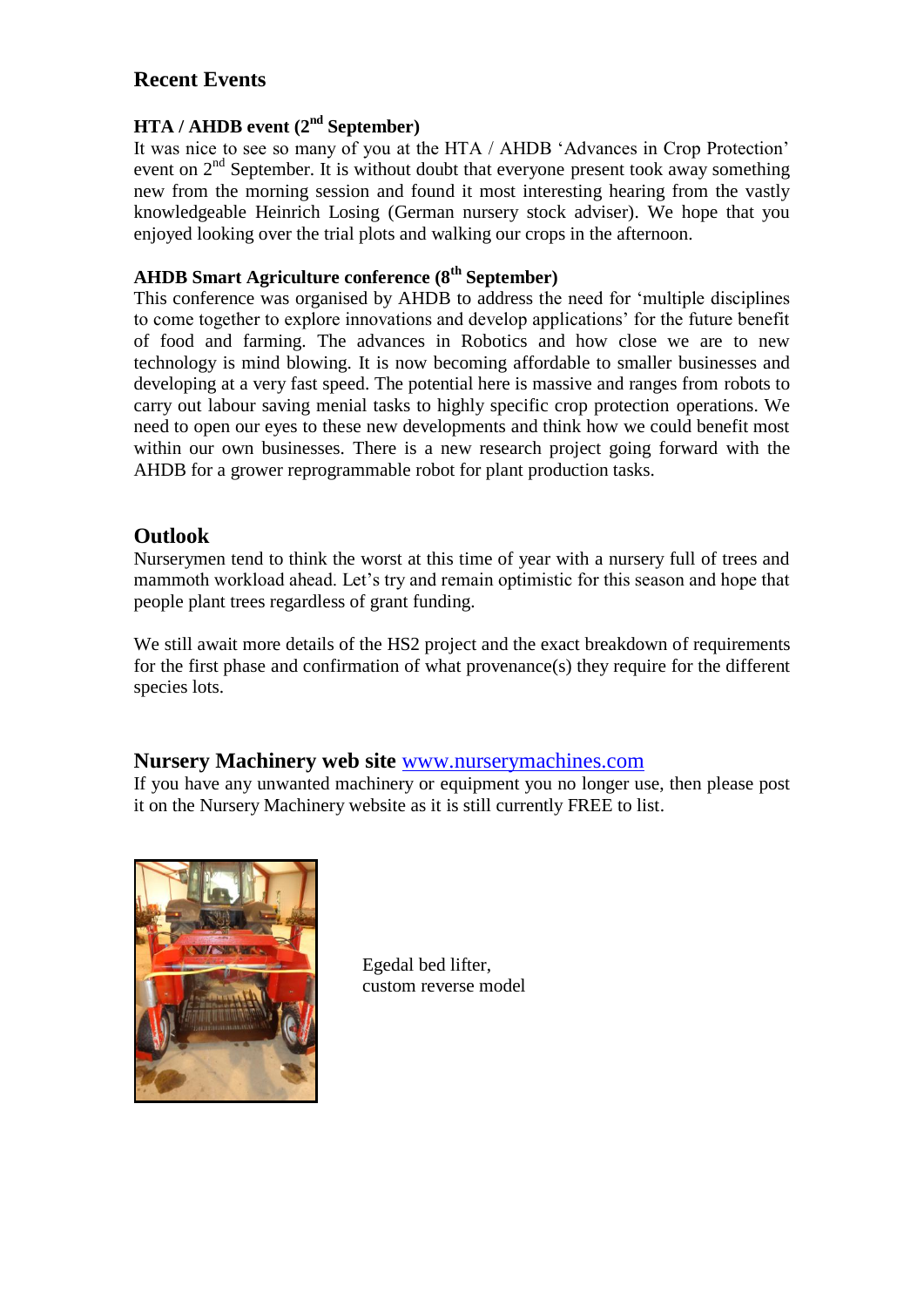## Recent Events

### HTA / AHDB event (2nd September)

It was nice to see so many of you at the HTA / AHDB 'Advances in Crop Protection' event on 2nd September. It is without doubt that everyone present took away something new from the morning session and found it most interesting hearing from the vastly knowledgeable Heinrich Losing (German nursery stock adviser). We hope that you enjoyed looking over the trial plots and walking our crops in the afternoon.

### AHDB Smart Agriculture conference (8th September)

This conference was organised by AHDB to address the need for 'multiple disciplines to come together to explore innovations and develop applications' for the future benefit of food and farming. The advances in Robotics and how close we are to new technology is mind blowing. It is now becoming affordable to smaller businesses and developing at a very fast speed. The potential here is massive and ranges from robots to carry out labour saving menial tasks to highly specific crop protection operations. We need to open our eyes to these new developments and think how we could benefit most within our own businesses. There is a new research project going forward with the AHDB for a grower reprogrammable robot for plant production tasks.

## Outlook

Nurserymen tend to think the worst at this time of year with a nursery full of trees and mammoth workload ahead. Let's try and remain optimistic for this season and hope that people plant trees regardless of grant funding.

We still await more details of the HS2 project and the exact breakdown of requirements for the first phase and confirmation of what provenance(s) they require for the different species lots.

## Nursery Machinery web site [www.nurserymachines.com](http://www.nurserymachines.com)

If you have any unwanted machinery or equipment you no longer use, then please post it on the Nursery Machinery website as it is still currently FREE to list.

Egedal bed lifter,
custom reverse model